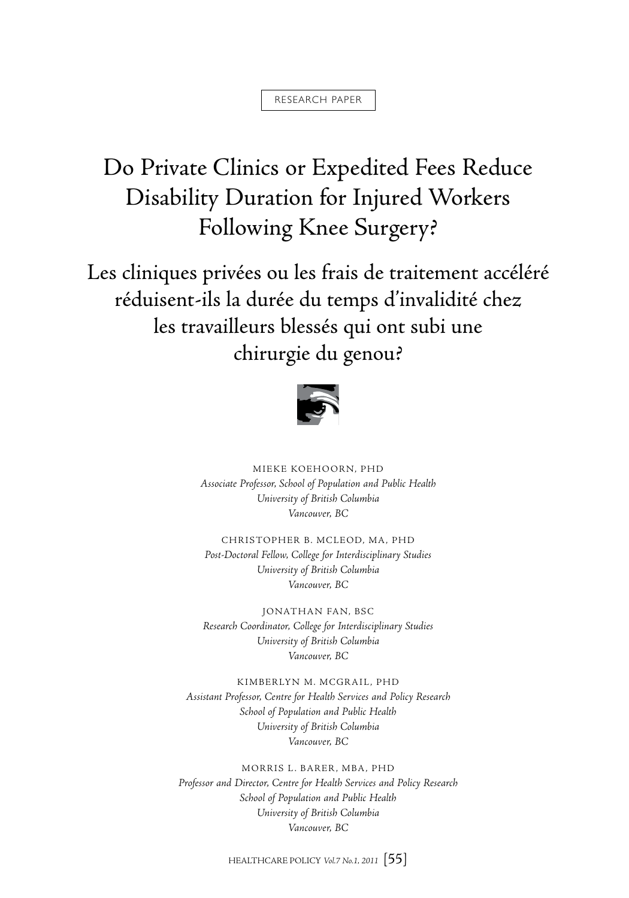RESEARCH PAPER

# Do Private Clinics or Expedited Fees Reduce Disability Duration for Injured Workers Following Knee Surgery?

# Les cliniques privées ou les frais de traitement accéléré réduisent-ils la durée du temps d'invalidité chez les travailleurs blessés qui ont subi une chirurgie du genou?

MIEKE KOEHOORN, PHD
*Associate Professor, School of Population and Public Health*
*University of British Columbia*
*Vancouver, BC*

CHRISTOPHER B. MCLEOD, MA, PHD
*Post-Doctoral Fellow, College for Interdisciplinary Studies*
*University of British Columbia*
*Vancouver, BC*

JONATHAN FAN, BSC
*Research Coordinator, College for Interdisciplinary Studies*
*University of British Columbia*
*Vancouver, BC*

KIMBERLYN M. MCGRAIL, PHD
*Assistant Professor, Centre for Health Services and Policy Research*
*School of Population and Public Health*
*University of British Columbia*
*Vancouver, BC*

MORRIS L. BARER, MBA, PHD
*Professor and Director, Centre for Health Services and Policy Research*
*School of Population and Public Health*
*University of British Columbia*
*Vancouver, BC*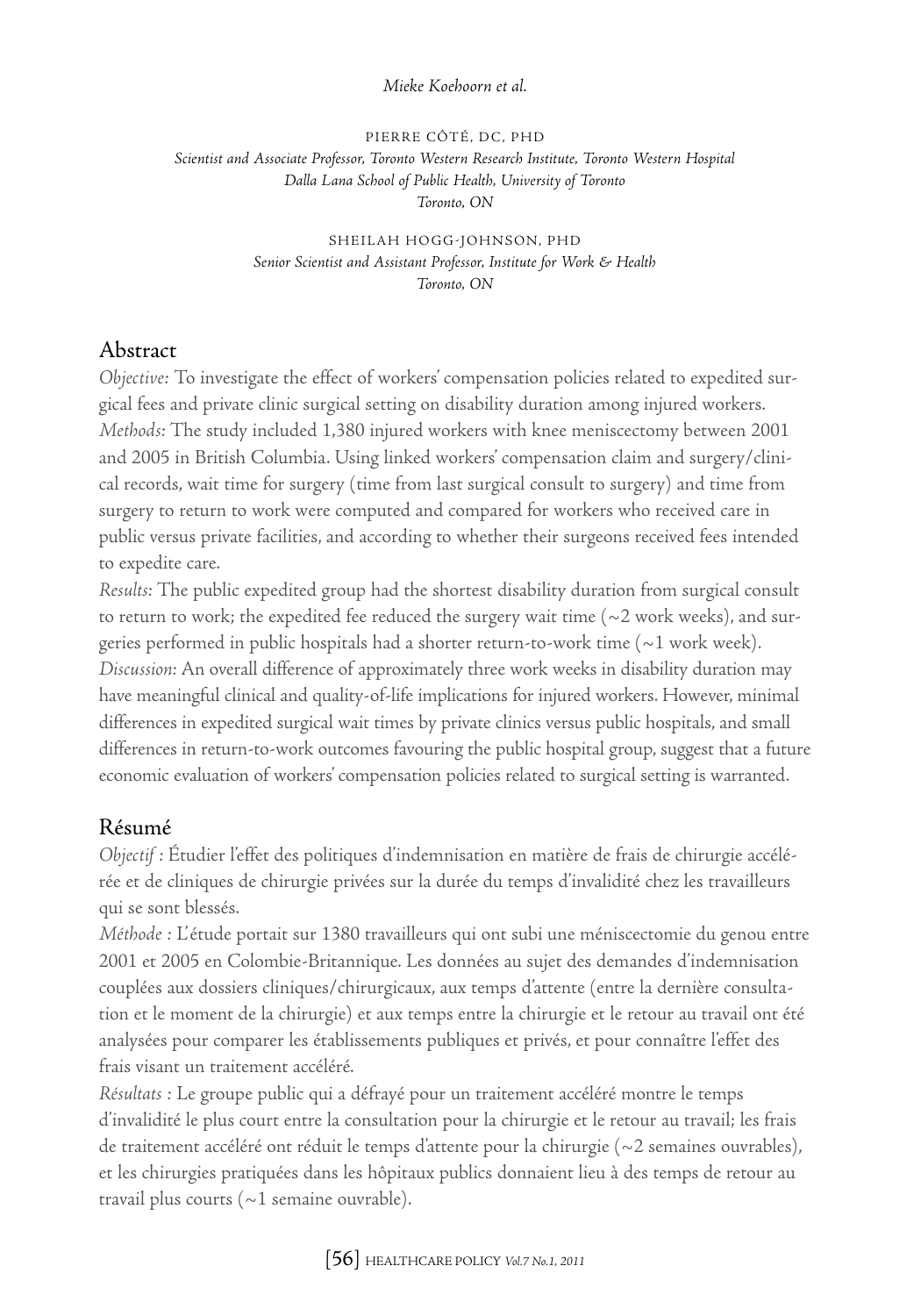PIERRE CÔTÉ, DC, PHD
*Scientist and Associate Professor, Toronto Western Research Institute, Toronto Western Hospital*
*Dalla Lana School of Public Health, University of Toronto*
*Toronto, ON*

SHEILAH HOGG-JOHNSON, PHD
*Senior Scientist and Assistant Professor, Institute for Work & Health*
*Toronto, ON*

## Abstract

*Objective:* To investigate the effect of workers' compensation policies related to expedited surgical fees and private clinic surgical setting on disability duration among injured workers.
*Methods:* The study included 1,380 injured workers with knee meniscectomy between 2001 and 2005 in British Columbia. Using linked workers' compensation claim and surgery/clinical records, wait time for surgery (time from last surgical consult to surgery) and time from surgery to return to work were computed and compared for workers who received care in public versus private facilities, and according to whether their surgeons received fees intended to expedite care.
*Results:* The public expedited group had the shortest disability duration from surgical consult to return to work; the expedited fee reduced the surgery wait time (~2 work weeks), and surgeries performed in public hospitals had a shorter return-to-work time (~1 work week).
*Discussion:* An overall difference of approximately three work weeks in disability duration may have meaningful clinical and quality-of-life implications for injured workers. However, minimal differences in expedited surgical wait times by private clinics versus public hospitals, and small differences in return-to-work outcomes favouring the public hospital group, suggest that a future economic evaluation of workers' compensation policies related to surgical setting is warranted.

## Résumé

*Objectif :* Étudier l'effet des politiques d'indemnisation en matière de frais de chirurgie accélérée et de cliniques de chirurgie privées sur la durée du temps d'invalidité chez les travailleurs qui se sont blessés.
*Méthode :* L'étude portait sur 1380 travailleurs qui ont subi une méniscectomie du genou entre 2001 et 2005 en Colombie-Britannique. Les données au sujet des demandes d'indemnisation couplées aux dossiers cliniques/chirurgicaux, aux temps d'attente (entre la dernière consultation et le moment de la chirurgie) et aux temps entre la chirurgie et le retour au travail ont été analysées pour comparer les établissements publiques et privés, et pour connaître l'effet des frais visant un traitement accéléré.
*Résultats :* Le groupe public qui a défrayé pour un traitement accéléré montre le temps d'invalidité le plus court entre la consultation pour la chirurgie et le retour au travail; les frais de traitement accéléré ont réduit le temps d'attente pour la chirurgie (~2 semaines ouvrables), et les chirurgies pratiquées dans les hôpitaux publics donnaient lieu à des temps de retour au travail plus courts (~1 semaine ouvrable).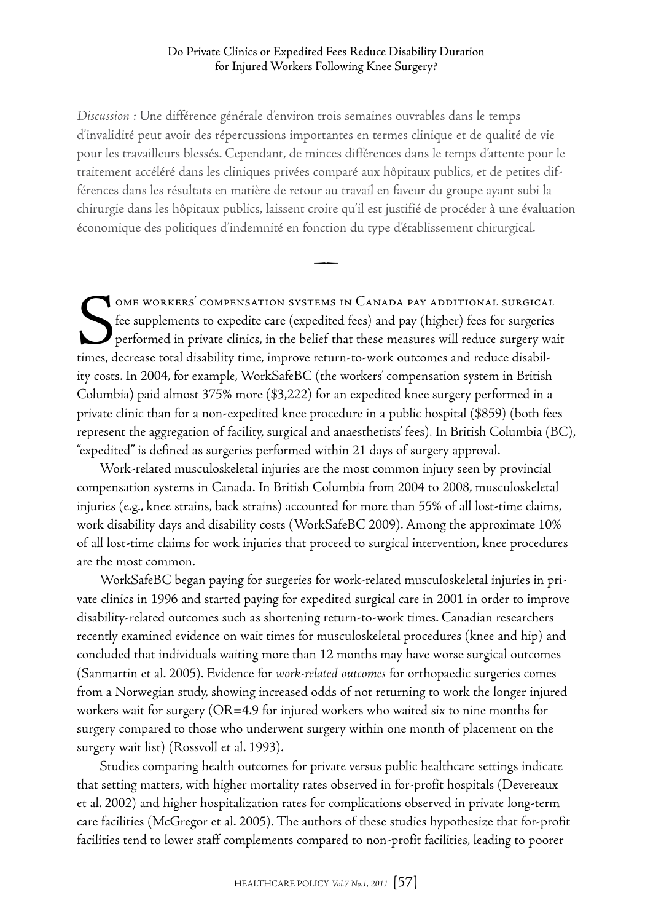*Discussion* : Une différence générale d'environ trois semaines ouvrables dans le temps d'invalidité peut avoir des répercussions importantes en termes clinique et de qualité de vie pour les travailleurs blessés. Cependant, de minces différences dans le temps d'attente pour le traitement accéléré dans les cliniques privées comparé aux hôpitaux publics, et de petites différences dans les résultats en matière de retour au travail en faveur du groupe ayant subi la chirurgie dans les hôpitaux publics, laissent croire qu'il est justifié de procéder à une évaluation économique des politiques d'indemnité en fonction du type d'établissement chirurgical.

Some workers' compensation systems in Canada pay additional surgical fee supplements to expedite care (expedited fees) and pay (higher) fees for surgeries performed in private clinics, in the belief that these measures will reduce surgery wait times, decrease total disability time, improve return-to-work outcomes and reduce disability costs. In 2004, for example, WorkSafeBC (the workers' compensation system in British Columbia) paid almost 375% more ($3,222) for an expedited knee surgery performed in a private clinic than for a non-expedited knee procedure in a public hospital ($859) (both fees represent the aggregation of facility, surgical and anaesthetists' fees). In British Columbia (BC), "expedited" is defined as surgeries performed within 21 days of surgery approval.

Work-related musculoskeletal injuries are the most common injury seen by provincial compensation systems in Canada. In British Columbia from 2004 to 2008, musculoskeletal injuries (e.g., knee strains, back strains) accounted for more than 55% of all lost-time claims, work disability days and disability costs (WorkSafeBC 2009). Among the approximate 10% of all lost-time claims for work injuries that proceed to surgical intervention, knee procedures are the most common.

WorkSafeBC began paying for surgeries for work-related musculoskeletal injuries in private clinics in 1996 and started paying for expedited surgical care in 2001 in order to improve disability-related outcomes such as shortening return-to-work times. Canadian researchers recently examined evidence on wait times for musculoskeletal procedures (knee and hip) and concluded that individuals waiting more than 12 months may have worse surgical outcomes (Sanmartin et al. 2005). Evidence for *work-related outcomes* for orthopaedic surgeries comes from a Norwegian study, showing increased odds of not returning to work the longer injured workers wait for surgery (OR=4.9 for injured workers who waited six to nine months for surgery compared to those who underwent surgery within one month of placement on the surgery wait list) (Rossvoll et al. 1993).

Studies comparing health outcomes for private versus public healthcare settings indicate that setting matters, with higher mortality rates observed in for-profit hospitals (Devereaux et al. 2002) and higher hospitalization rates for complications observed in private long-term care facilities (McGregor et al. 2005). The authors of these studies hypothesize that for-profit facilities tend to lower staff complements compared to non-profit facilities, leading to poorer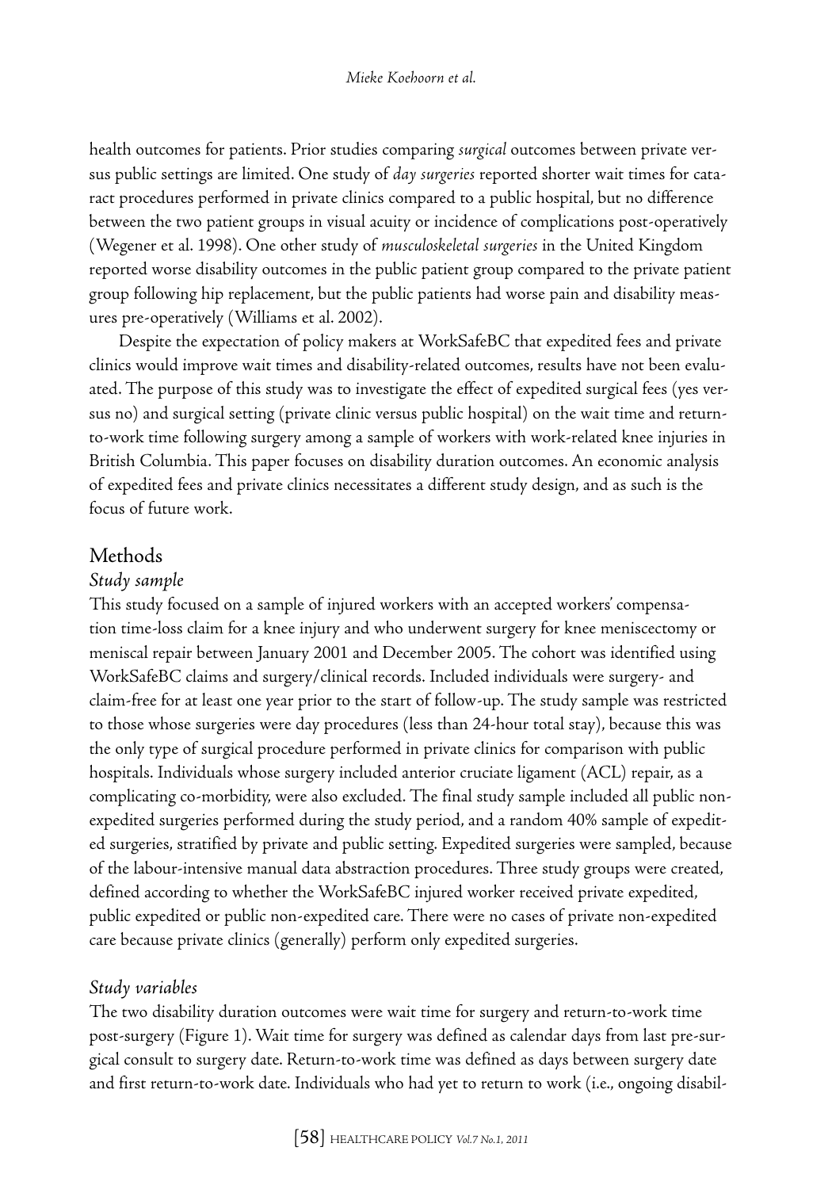health outcomes for patients. Prior studies comparing *surgical* outcomes between private versus public settings are limited. One study of *day surgeries* reported shorter wait times for cataract procedures performed in private clinics compared to a public hospital, but no difference between the two patient groups in visual acuity or incidence of complications post-operatively (Wegener et al. 1998). One other study of *musculoskeletal surgeries* in the United Kingdom reported worse disability outcomes in the public patient group compared to the private patient group following hip replacement, but the public patients had worse pain and disability measures pre-operatively (Williams et al. 2002).

Despite the expectation of policy makers at WorkSafeBC that expedited fees and private clinics would improve wait times and disability-related outcomes, results have not been evaluated. The purpose of this study was to investigate the effect of expedited surgical fees (yes versus no) and surgical setting (private clinic versus public hospital) on the wait time and return-to-work time following surgery among a sample of workers with work-related knee injuries in British Columbia. This paper focuses on disability duration outcomes. An economic analysis of expedited fees and private clinics necessitates a different study design, and as such is the focus of future work.

## Methods

### *Study sample*

This study focused on a sample of injured workers with an accepted workers' compensation time-loss claim for a knee injury and who underwent surgery for knee meniscectomy or meniscal repair between January 2001 and December 2005. The cohort was identified using WorkSafeBC claims and surgery/clinical records. Included individuals were surgery- and claim-free for at least one year prior to the start of follow-up. The study sample was restricted to those whose surgeries were day procedures (less than 24-hour total stay), because this was the only type of surgical procedure performed in private clinics for comparison with public hospitals. Individuals whose surgery included anterior cruciate ligament (ACL) repair, as a complicating co-morbidity, were also excluded. The final study sample included all public non-expedited surgeries performed during the study period, and a random 40% sample of expedited surgeries, stratified by private and public setting. Expedited surgeries were sampled, because of the labour-intensive manual data abstraction procedures. Three study groups were created, defined according to whether the WorkSafeBC injured worker received private expedited, public expedited or public non-expedited care. There were no cases of private non-expedited care because private clinics (generally) perform only expedited surgeries.

### *Study variables*

The two disability duration outcomes were wait time for surgery and return-to-work time post-surgery (Figure 1). Wait time for surgery was defined as calendar days from last pre-surgical consult to surgery date. Return-to-work time was defined as days between surgery date and first return-to-work date. Individuals who had yet to return to work (i.e., ongoing disabil-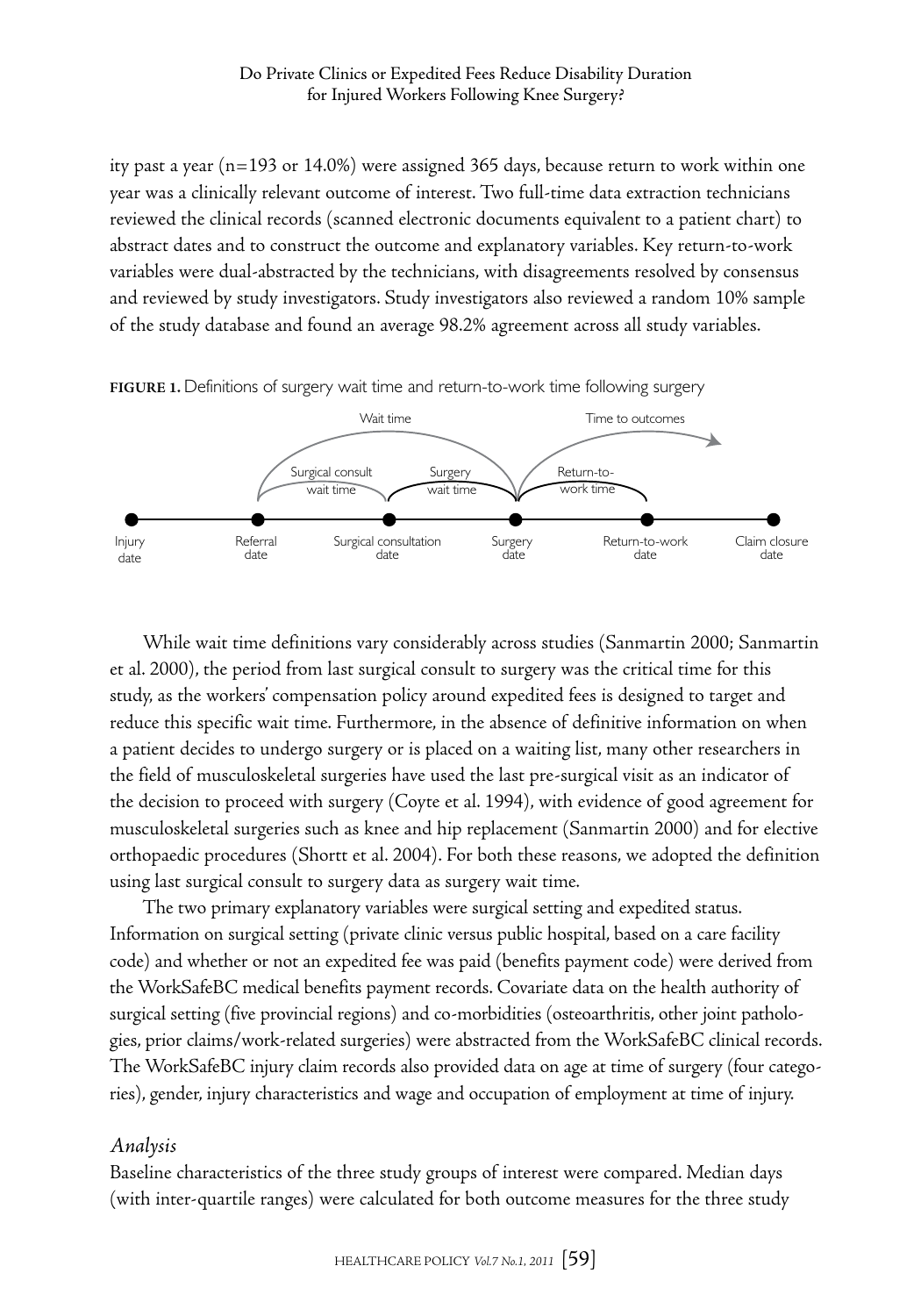ity past a year (n=193 or 14.0%) were assigned 365 days, because return to work within one year was a clinically relevant outcome of interest. Two full-time data extraction technicians reviewed the clinical records (scanned electronic documents equivalent to a patient chart) to abstract dates and to construct the outcome and explanatory variables. Key return-to-work variables were dual-abstracted by the technicians, with disagreements resolved by consensus and reviewed by study investigators. Study investigators also reviewed a random 10% sample of the study database and found an average 98.2% agreement across all study variables.

**FIGURE 1.** Definitions of surgery wait time and return-to-work time following surgery

While wait time definitions vary considerably across studies (Sanmartin 2000; Sanmartin et al. 2000), the period from last surgical consult to surgery was the critical time for this study, as the workers' compensation policy around expedited fees is designed to target and reduce this specific wait time. Furthermore, in the absence of definitive information on when a patient decides to undergo surgery or is placed on a waiting list, many other researchers in the field of musculoskeletal surgeries have used the last pre-surgical visit as an indicator of the decision to proceed with surgery (Coyte et al. 1994), with evidence of good agreement for musculoskeletal surgeries such as knee and hip replacement (Sanmartin 2000) and for elective orthopaedic procedures (Shortt et al. 2004). For both these reasons, we adopted the definition using last surgical consult to surgery data as surgery wait time.

The two primary explanatory variables were surgical setting and expedited status. Information on surgical setting (private clinic versus public hospital, based on a care facility code) and whether or not an expedited fee was paid (benefits payment code) were derived from the WorkSafeBC medical benefits payment records. Covariate data on the health authority of surgical setting (five provincial regions) and co-morbidities (osteoarthritis, other joint pathologies, prior claims/work-related surgeries) were abstracted from the WorkSafeBC clinical records. The WorkSafeBC injury claim records also provided data on age at time of surgery (four categories), gender, injury characteristics and wage and occupation of employment at time of injury.

### *Analysis*

Baseline characteristics of the three study groups of interest were compared. Median days (with inter-quartile ranges) were calculated for both outcome measures for the three study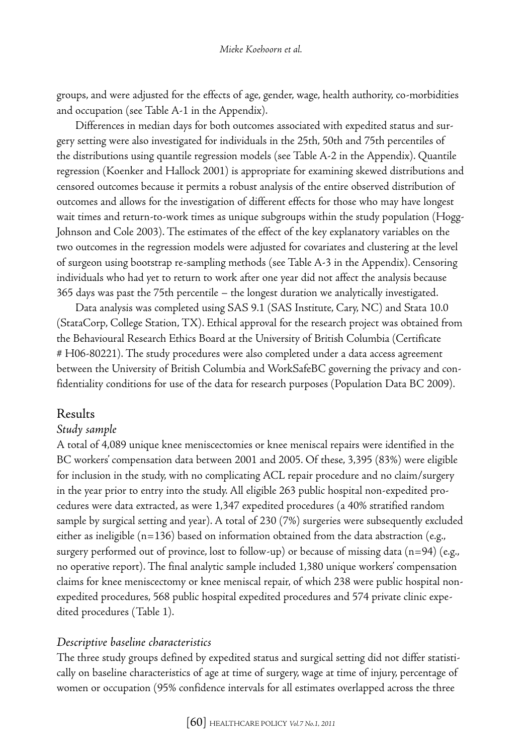groups, and were adjusted for the effects of age, gender, wage, health authority, co-morbidities and occupation (see Table A-1 in the Appendix).

Differences in median days for both outcomes associated with expedited status and surgery setting were also investigated for individuals in the 25th, 50th and 75th percentiles of the distributions using quantile regression models (see Table A-2 in the Appendix). Quantile regression (Koenker and Hallock 2001) is appropriate for examining skewed distributions and censored outcomes because it permits a robust analysis of the entire observed distribution of outcomes and allows for the investigation of different effects for those who may have longest wait times and return-to-work times as unique subgroups within the study population (Hogg-Johnson and Cole 2003). The estimates of the effect of the key explanatory variables on the two outcomes in the regression models were adjusted for covariates and clustering at the level of surgeon using bootstrap re-sampling methods (see Table A-3 in the Appendix). Censoring individuals who had yet to return to work after one year did not affect the analysis because 365 days was past the 75th percentile – the longest duration we analytically investigated.

Data analysis was completed using SAS 9.1 (SAS Institute, Cary, NC) and Stata 10.0 (StataCorp, College Station, TX). Ethical approval for the research project was obtained from the Behavioural Research Ethics Board at the University of British Columbia (Certificate # H06-80221). The study procedures were also completed under a data access agreement between the University of British Columbia and WorkSafeBC governing the privacy and confidentiality conditions for use of the data for research purposes (Population Data BC 2009).

## Results

### *Study sample*

A total of 4,089 unique knee meniscectomies or knee meniscal repairs were identified in the BC workers' compensation data between 2001 and 2005. Of these, 3,395 (83%) were eligible for inclusion in the study, with no complicating ACL repair procedure and no claim/surgery in the year prior to entry into the study. All eligible 263 public hospital non-expedited procedures were data extracted, as were 1,347 expedited procedures (a 40% stratified random sample by surgical setting and year). A total of 230 (7%) surgeries were subsequently excluded either as ineligible (n=136) based on information obtained from the data abstraction (e.g., surgery performed out of province, lost to follow-up) or because of missing data (n=94) (e.g., no operative report). The final analytic sample included 1,380 unique workers' compensation claims for knee meniscectomy or knee meniscal repair, of which 238 were public hospital non-expedited procedures, 568 public hospital expedited procedures and 574 private clinic expedited procedures (Table 1).

### *Descriptive baseline characteristics*

The three study groups defined by expedited status and surgical setting did not differ statistically on baseline characteristics of age at time of surgery, wage at time of injury, percentage of women or occupation (95% confidence intervals for all estimates overlapped across the three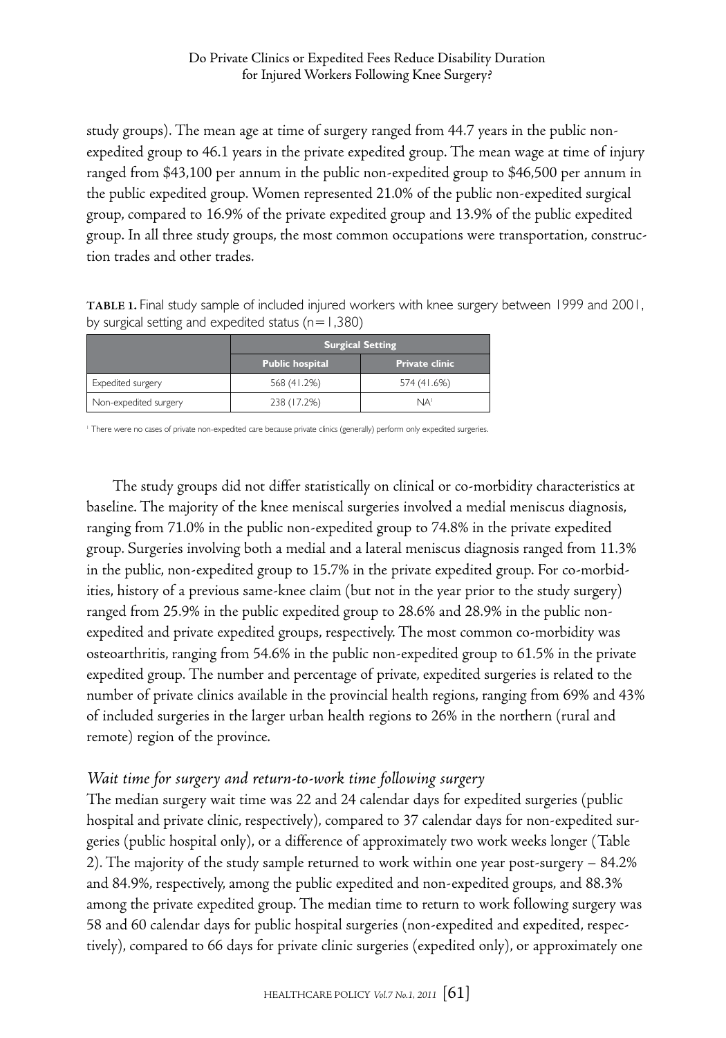study groups). The mean age at time of surgery ranged from 44.7 years in the public non-expedited group to 46.1 years in the private expedited group. The mean wage at time of injury ranged from $43,100 per annum in the public non-expedited group to $46,500 per annum in the public expedited group. Women represented 21.0% of the public non-expedited surgical group, compared to 16.9% of the private expedited group and 13.9% of the public expedited group. In all three study groups, the most common occupations were transportation, construction trades and other trades.

**TABLE 1.** Final study sample of included injured workers with knee surgery between 1999 and 2001, by surgical setting and expedited status (n=1,380)

| | Surgical Setting | |
|---|---|---|
| | Public hospital | Private clinic |
| Expedited surgery | 568 (41.2%) | 574 (41.6%) |
| Non-expedited surgery | 238 (17.2%) | NA[1] |

[1] There were no cases of private non-expedited care because private clinics (generally) perform only expedited surgeries.

The study groups did not differ statistically on clinical or co-morbidity characteristics at baseline. The majority of the knee meniscal surgeries involved a medial meniscus diagnosis, ranging from 71.0% in the public non-expedited group to 74.8% in the private expedited group. Surgeries involving both a medial and a lateral meniscus diagnosis ranged from 11.3% in the public, non-expedited group to 15.7% in the private expedited group. For co-morbidities, history of a previous same-knee claim (but not in the year prior to the study surgery) ranged from 25.9% in the public expedited group to 28.6% and 28.9% in the public non-expedited and private expedited groups, respectively. The most common co-morbidity was osteoarthritis, ranging from 54.6% in the public non-expedited group to 61.5% in the private expedited group. The number and percentage of private, expedited surgeries is related to the number of private clinics available in the provincial health regions, ranging from 69% and 43% of included surgeries in the larger urban health regions to 26% in the northern (rural and remote) region of the province.

*Wait time for surgery and return-to-work time following surgery*

The median surgery wait time was 22 and 24 calendar days for expedited surgeries (public hospital and private clinic, respectively), compared to 37 calendar days for non-expedited surgeries (public hospital only), or a difference of approximately two work weeks longer (Table 2). The majority of the study sample returned to work within one year post-surgery – 84.2% and 84.9%, respectively, among the public expedited and non-expedited groups, and 88.3% among the private expedited group. The median time to return to work following surgery was 58 and 60 calendar days for public hospital surgeries (non-expedited and expedited, respectively), compared to 66 days for private clinic surgeries (expedited only), or approximately one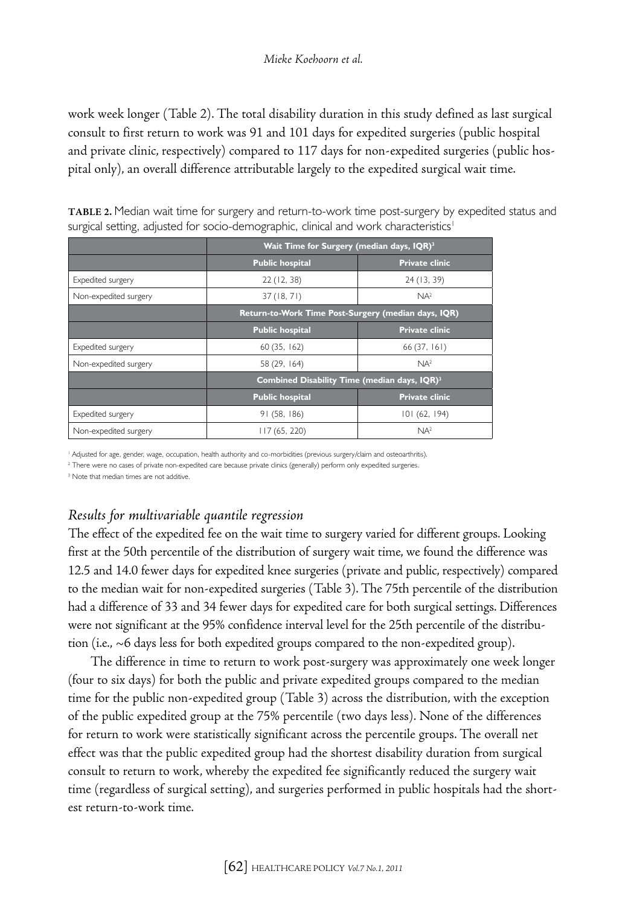work week longer (Table 2). The total disability duration in this study defined as last surgical consult to first return to work was 91 and 101 days for expedited surgeries (public hospital and private clinic, respectively) compared to 117 days for non-expedited surgeries (public hospital only), an overall difference attributable largely to the expedited surgical wait time.

**TABLE 2.** Median wait time for surgery and return-to-work time post-surgery by expedited status and surgical setting, adjusted for socio-demographic, clinical and work characteristics[1]

| | Wait Time for Surgery (median days, IQR)[3] | |
|---|---|---|
| | **Public hospital** | **Private clinic** |
| Expedited surgery | 22 (12, 38) | 24 (13, 39) |
| Non-expedited surgery | 37 (18, 71) | NA[2] |
| | **Return-to-Work Time Post-Surgery (median days, IQR)** | |
| | **Public hospital** | **Private clinic** |
| Expedited surgery | 60 (35, 162) | 66 (37, 161) |
| Non-expedited surgery | 58 (29, 164) | NA[2] |
| | **Combined Disability Time (median days, IQR)[3]** | |
| | **Public hospital** | **Private clinic** |
| Expedited surgery | 91 (58, 186) | 101 (62, 194) |
| Non-expedited surgery | 117 (65, 220) | NA[2] |

[1] Adjusted for age, gender, wage, occupation, health authority and co-morbidities (previous surgery/claim and osteoarthritis).

[2] There were no cases of private non-expedited care because private clinics (generally) perform only expedited surgeries.

[3] Note that median times are not additive.

### *Results for multivariable quantile regression*

The effect of the expedited fee on the wait time to surgery varied for different groups. Looking first at the 50th percentile of the distribution of surgery wait time, we found the difference was 12.5 and 14.0 fewer days for expedited knee surgeries (private and public, respectively) compared to the median wait for non-expedited surgeries (Table 3). The 75th percentile of the distribution had a difference of 33 and 34 fewer days for expedited care for both surgical settings. Differences were not significant at the 95% confidence interval level for the 25th percentile of the distribution (i.e., ~6 days less for both expedited groups compared to the non-expedited group).

The difference in time to return to work post-surgery was approximately one week longer (four to six days) for both the public and private expedited groups compared to the median time for the public non-expedited group (Table 3) across the distribution, with the exception of the public expedited group at the 75% percentile (two days less). None of the differences for return to work were statistically significant across the percentile groups. The overall net effect was that the public expedited group had the shortest disability duration from surgical consult to return to work, whereby the expedited fee significantly reduced the surgery wait time (regardless of surgical setting), and surgeries performed in public hospitals had the shortest return-to-work time.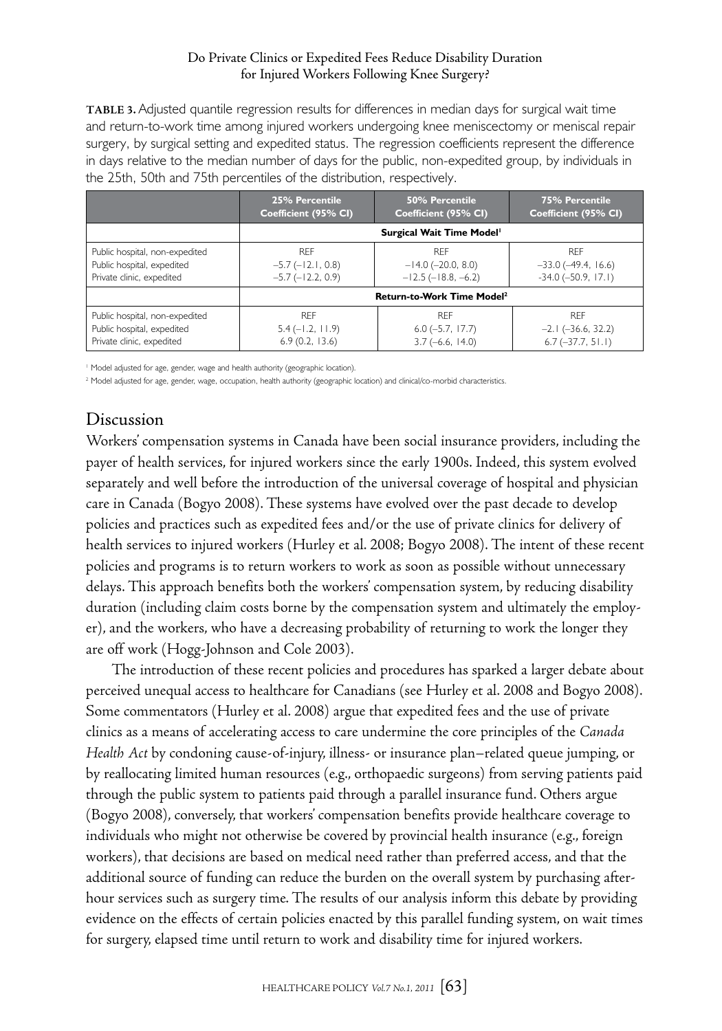**TABLE 3.** Adjusted quantile regression results for differences in median days for surgical wait time and return-to-work time among injured workers undergoing knee meniscectomy or meniscal repair surgery, by surgical setting and expedited status. The regression coefficients represent the difference in days relative to the median number of days for the public, non-expedited group, by individuals in the 25th, 50th and 75th percentiles of the distribution, respectively.

| | 25% Percentile Coefficient (95% CI) | 50% Percentile Coefficient (95% CI) | 75% Percentile Coefficient (95% CI) |
|---|---|---|---|
| | **Surgical Wait Time Model[1]** | | |
| Public hospital, non-expedited | REF | REF | REF |
| Public hospital, expedited | −5.7 (−12.1, 0.8) | −14.0 (−20.0, 8.0) | −33.0 (−49.4, 16.6) |
| Private clinic, expedited | −5.7 (−12.2, 0.9) | −12.5 (−18.8, −6.2) | -34.0 (−50.9, 17.1) |
| | **Return-to-Work Time Model[2]** | | |
| Public hospital, non-expedited | REF | REF | REF |
| Public hospital, expedited | 5.4 (−1.2, 11.9) | 6.0 (−5.7, 17.7) | −2.1 (−36.6, 32.2) |
| Private clinic, expedited | 6.9 (0.2, 13.6) | 3.7 (−6.6, 14.0) | 6.7 (−37.7, 51.1) |

[1] Model adjusted for age, gender, wage and health authority (geographic location).

[2] Model adjusted for age, gender, wage, occupation, health authority (geographic location) and clinical/co-morbid characteristics.

## Discussion

Workers' compensation systems in Canada have been social insurance providers, including the payer of health services, for injured workers since the early 1900s. Indeed, this system evolved separately and well before the introduction of the universal coverage of hospital and physician care in Canada (Bogyo 2008). These systems have evolved over the past decade to develop policies and practices such as expedited fees and/or the use of private clinics for delivery of health services to injured workers (Hurley et al. 2008; Bogyo 2008). The intent of these recent policies and programs is to return workers to work as soon as possible without unnecessary delays. This approach benefits both the workers' compensation system, by reducing disability duration (including claim costs borne by the compensation system and ultimately the employer), and the workers, who have a decreasing probability of returning to work the longer they are off work (Hogg-Johnson and Cole 2003).

The introduction of these recent policies and procedures has sparked a larger debate about perceived unequal access to healthcare for Canadians (see Hurley et al. 2008 and Bogyo 2008). Some commentators (Hurley et al. 2008) argue that expedited fees and the use of private clinics as a means of accelerating access to care undermine the core principles of the *Canada Health Act* by condoning cause-of-injury, illness- or insurance plan–related queue jumping, or by reallocating limited human resources (e.g., orthopaedic surgeons) from serving patients paid through the public system to patients paid through a parallel insurance fund. Others argue (Bogyo 2008), conversely, that workers' compensation benefits provide healthcare coverage to individuals who might not otherwise be covered by provincial health insurance (e.g., foreign workers), that decisions are based on medical need rather than preferred access, and that the additional source of funding can reduce the burden on the overall system by purchasing after-hour services such as surgery time. The results of our analysis inform this debate by providing evidence on the effects of certain policies enacted by this parallel funding system, on wait times for surgery, elapsed time until return to work and disability time for injured workers.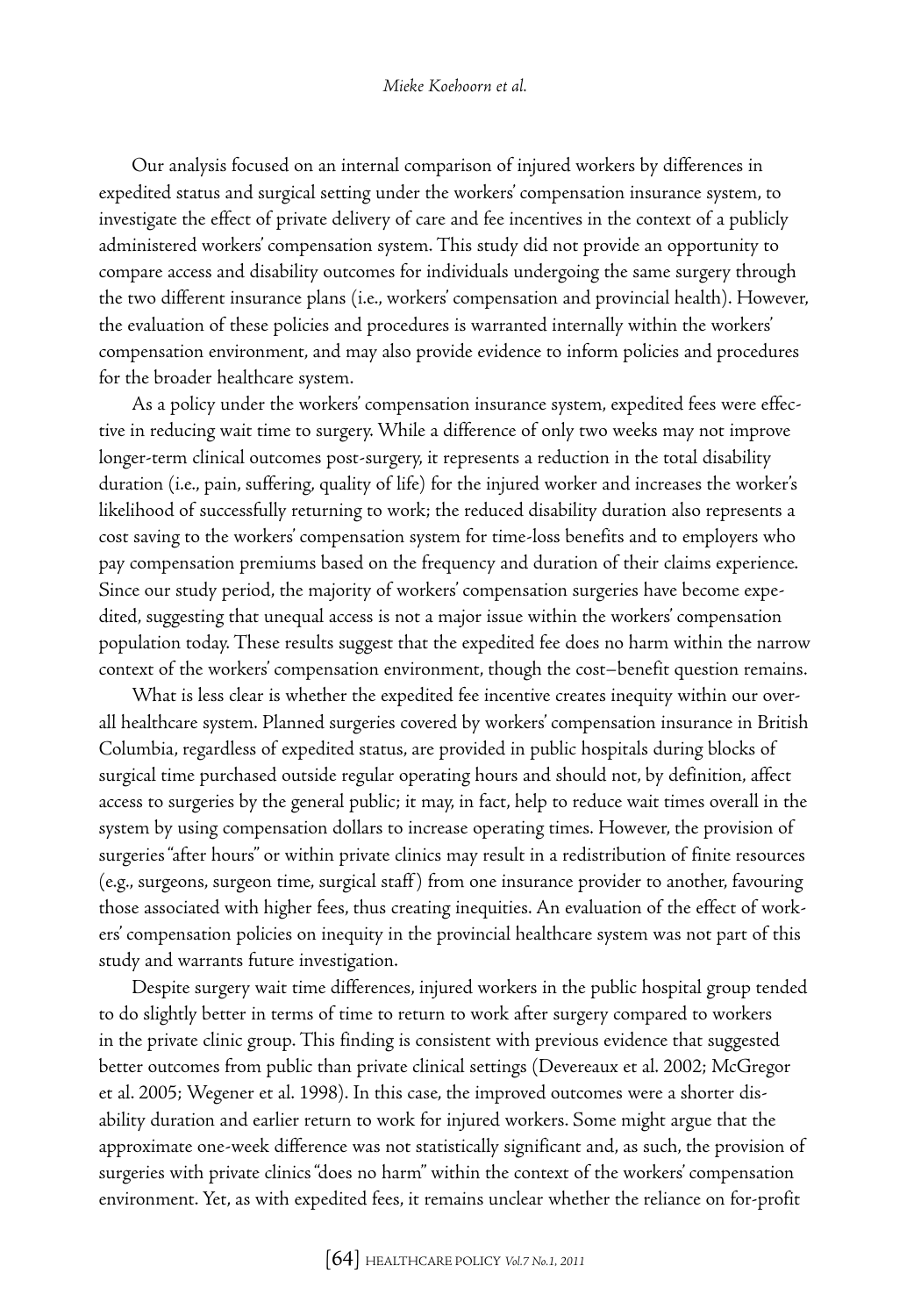Our analysis focused on an internal comparison of injured workers by differences in expedited status and surgical setting under the workers' compensation insurance system, to investigate the effect of private delivery of care and fee incentives in the context of a publicly administered workers' compensation system. This study did not provide an opportunity to compare access and disability outcomes for individuals undergoing the same surgery through the two different insurance plans (i.e., workers' compensation and provincial health). However, the evaluation of these policies and procedures is warranted internally within the workers' compensation environment, and may also provide evidence to inform policies and procedures for the broader healthcare system.

As a policy under the workers' compensation insurance system, expedited fees were effective in reducing wait time to surgery. While a difference of only two weeks may not improve longer-term clinical outcomes post-surgery, it represents a reduction in the total disability duration (i.e., pain, suffering, quality of life) for the injured worker and increases the worker's likelihood of successfully returning to work; the reduced disability duration also represents a cost saving to the workers' compensation system for time-loss benefits and to employers who pay compensation premiums based on the frequency and duration of their claims experience. Since our study period, the majority of workers' compensation surgeries have become expedited, suggesting that unequal access is not a major issue within the workers' compensation population today. These results suggest that the expedited fee does no harm within the narrow context of the workers' compensation environment, though the cost–benefit question remains.

What is less clear is whether the expedited fee incentive creates inequity within our overall healthcare system. Planned surgeries covered by workers' compensation insurance in British Columbia, regardless of expedited status, are provided in public hospitals during blocks of surgical time purchased outside regular operating hours and should not, by definition, affect access to surgeries by the general public; it may, in fact, help to reduce wait times overall in the system by using compensation dollars to increase operating times. However, the provision of surgeries "after hours" or within private clinics may result in a redistribution of finite resources (e.g., surgeons, surgeon time, surgical staff) from one insurance provider to another, favouring those associated with higher fees, thus creating inequities. An evaluation of the effect of workers' compensation policies on inequity in the provincial healthcare system was not part of this study and warrants future investigation.

Despite surgery wait time differences, injured workers in the public hospital group tended to do slightly better in terms of time to return to work after surgery compared to workers in the private clinic group. This finding is consistent with previous evidence that suggested better outcomes from public than private clinical settings (Devereaux et al. 2002; McGregor et al. 2005; Wegener et al. 1998). In this case, the improved outcomes were a shorter disability duration and earlier return to work for injured workers. Some might argue that the approximate one-week difference was not statistically significant and, as such, the provision of surgeries with private clinics "does no harm" within the context of the workers' compensation environment. Yet, as with expedited fees, it remains unclear whether the reliance on for-profit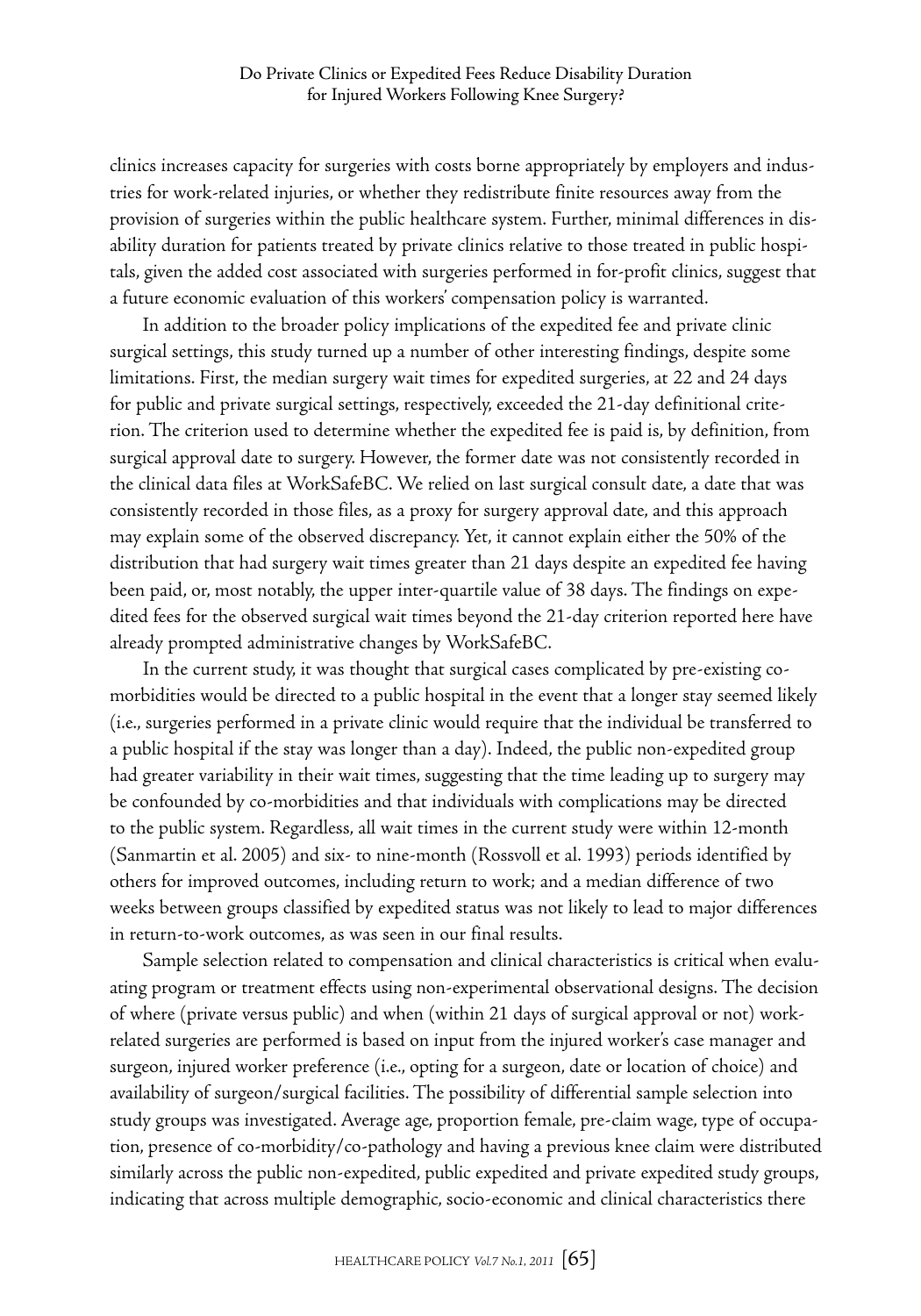clinics increases capacity for surgeries with costs borne appropriately by employers and industries for work-related injuries, or whether they redistribute finite resources away from the provision of surgeries within the public healthcare system. Further, minimal differences in disability duration for patients treated by private clinics relative to those treated in public hospitals, given the added cost associated with surgeries performed in for-profit clinics, suggest that a future economic evaluation of this workers' compensation policy is warranted.

In addition to the broader policy implications of the expedited fee and private clinic surgical settings, this study turned up a number of other interesting findings, despite some limitations. First, the median surgery wait times for expedited surgeries, at 22 and 24 days for public and private surgical settings, respectively, exceeded the 21-day definitional criterion. The criterion used to determine whether the expedited fee is paid is, by definition, from surgical approval date to surgery. However, the former date was not consistently recorded in the clinical data files at WorkSafeBC. We relied on last surgical consult date, a date that was consistently recorded in those files, as a proxy for surgery approval date, and this approach may explain some of the observed discrepancy. Yet, it cannot explain either the 50% of the distribution that had surgery wait times greater than 21 days despite an expedited fee having been paid, or, most notably, the upper inter-quartile value of 38 days. The findings on expedited fees for the observed surgical wait times beyond the 21-day criterion reported here have already prompted administrative changes by WorkSafeBC.

In the current study, it was thought that surgical cases complicated by pre-existing co-morbidities would be directed to a public hospital in the event that a longer stay seemed likely (i.e., surgeries performed in a private clinic would require that the individual be transferred to a public hospital if the stay was longer than a day). Indeed, the public non-expedited group had greater variability in their wait times, suggesting that the time leading up to surgery may be confounded by co-morbidities and that individuals with complications may be directed to the public system. Regardless, all wait times in the current study were within 12-month (Sanmartin et al. 2005) and six- to nine-month (Rossvoll et al. 1993) periods identified by others for improved outcomes, including return to work; and a median difference of two weeks between groups classified by expedited status was not likely to lead to major differences in return-to-work outcomes, as was seen in our final results.

Sample selection related to compensation and clinical characteristics is critical when evaluating program or treatment effects using non-experimental observational designs. The decision of where (private versus public) and when (within 21 days of surgical approval or not) work-related surgeries are performed is based on input from the injured worker's case manager and surgeon, injured worker preference (i.e., opting for a surgeon, date or location of choice) and availability of surgeon/surgical facilities. The possibility of differential sample selection into study groups was investigated. Average age, proportion female, pre-claim wage, type of occupation, presence of co-morbidity/co-pathology and having a previous knee claim were distributed similarly across the public non-expedited, public expedited and private expedited study groups, indicating that across multiple demographic, socio-economic and clinical characteristics there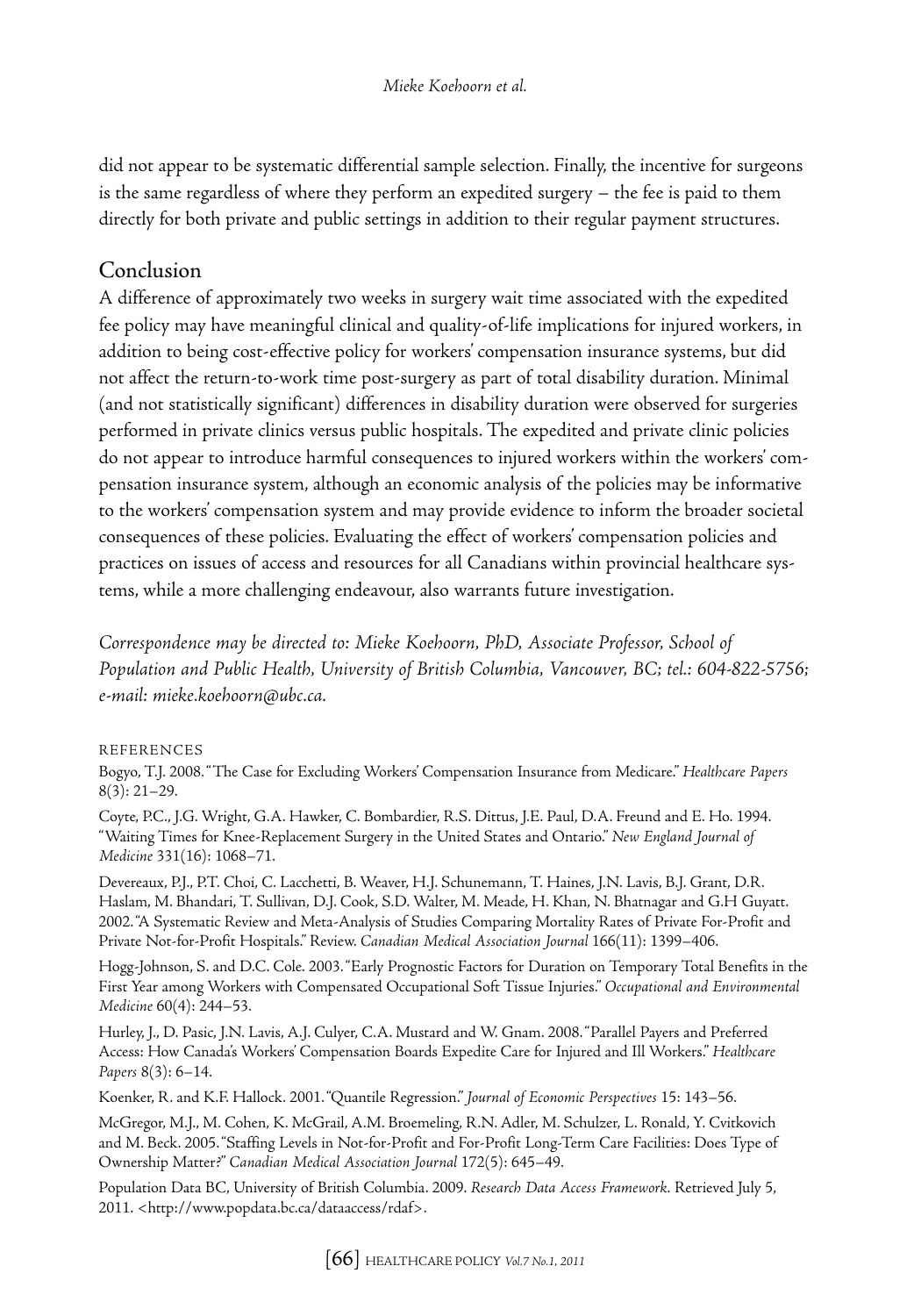did not appear to be systematic differential sample selection. Finally, the incentive for surgeons is the same regardless of where they perform an expedited surgery – the fee is paid to them directly for both private and public settings in addition to their regular payment structures.

## Conclusion

A difference of approximately two weeks in surgery wait time associated with the expedited fee policy may have meaningful clinical and quality-of-life implications for injured workers, in addition to being cost-effective policy for workers' compensation insurance systems, but did not affect the return-to-work time post-surgery as part of total disability duration. Minimal (and not statistically significant) differences in disability duration were observed for surgeries performed in private clinics versus public hospitals. The expedited and private clinic policies do not appear to introduce harmful consequences to injured workers within the workers' compensation insurance system, although an economic analysis of the policies may be informative to the workers' compensation system and may provide evidence to inform the broader societal consequences of these policies. Evaluating the effect of workers' compensation policies and practices on issues of access and resources for all Canadians within provincial healthcare systems, while a more challenging endeavour, also warrants future investigation.

*Correspondence may be directed to: Mieke Koehoorn, PhD, Associate Professor, School of Population and Public Health, University of British Columbia, Vancouver, BC; tel.: 604-822-5756; e-mail: mieke.koehoorn@ubc.ca.*

### REFERENCES

Bogyo, T.J. 2008. "The Case for Excluding Workers' Compensation Insurance from Medicare." *Healthcare Papers* 8(3): 21–29.

Coyte, P.C., J.G. Wright, G.A. Hawker, C. Bombardier, R.S. Dittus, J.E. Paul, D.A. Freund and E. Ho. 1994. "Waiting Times for Knee-Replacement Surgery in the United States and Ontario." *New England Journal of Medicine* 331(16): 1068–71.

Devereaux, P.J., P.T. Choi, C. Lacchetti, B. Weaver, H.J. Schunemann, T. Haines, J.N. Lavis, B.J. Grant, D.R. Haslam, M. Bhandari, T. Sullivan, D.J. Cook, S.D. Walter, M. Meade, H. Khan, N. Bhatnagar and G.H Guyatt. 2002. "A Systematic Review and Meta-Analysis of Studies Comparing Mortality Rates of Private For-Profit and Private Not-for-Profit Hospitals." Review. *Canadian Medical Association Journal* 166(11): 1399–406.

Hogg-Johnson, S. and D.C. Cole. 2003. "Early Prognostic Factors for Duration on Temporary Total Benefits in the First Year among Workers with Compensated Occupational Soft Tissue Injuries." *Occupational and Environmental Medicine* 60(4): 244–53.

Hurley, J., D. Pasic, J.N. Lavis, A.J. Culyer, C.A. Mustard and W. Gnam. 2008. "Parallel Payers and Preferred Access: How Canada's Workers' Compensation Boards Expedite Care for Injured and Ill Workers." *Healthcare Papers* 8(3): 6–14.

Koenker, R. and K.F. Hallock. 2001. "Quantile Regression." *Journal of Economic Perspectives* 15: 143–56.

McGregor, M.J., M. Cohen, K. McGrail, A.M. Broemeling, R.N. Adler, M. Schulzer, L. Ronald, Y. Cvitkovich and M. Beck. 2005. "Staffing Levels in Not-for-Profit and For-Profit Long-Term Care Facilities: Does Type of Ownership Matter?" *Canadian Medical Association Journal* 172(5): 645–49.

Population Data BC, University of British Columbia. 2009. *Research Data Access Framework.* Retrieved July 5, 2011. <http://www.popdata.bc.ca/dataaccess/rdaf>.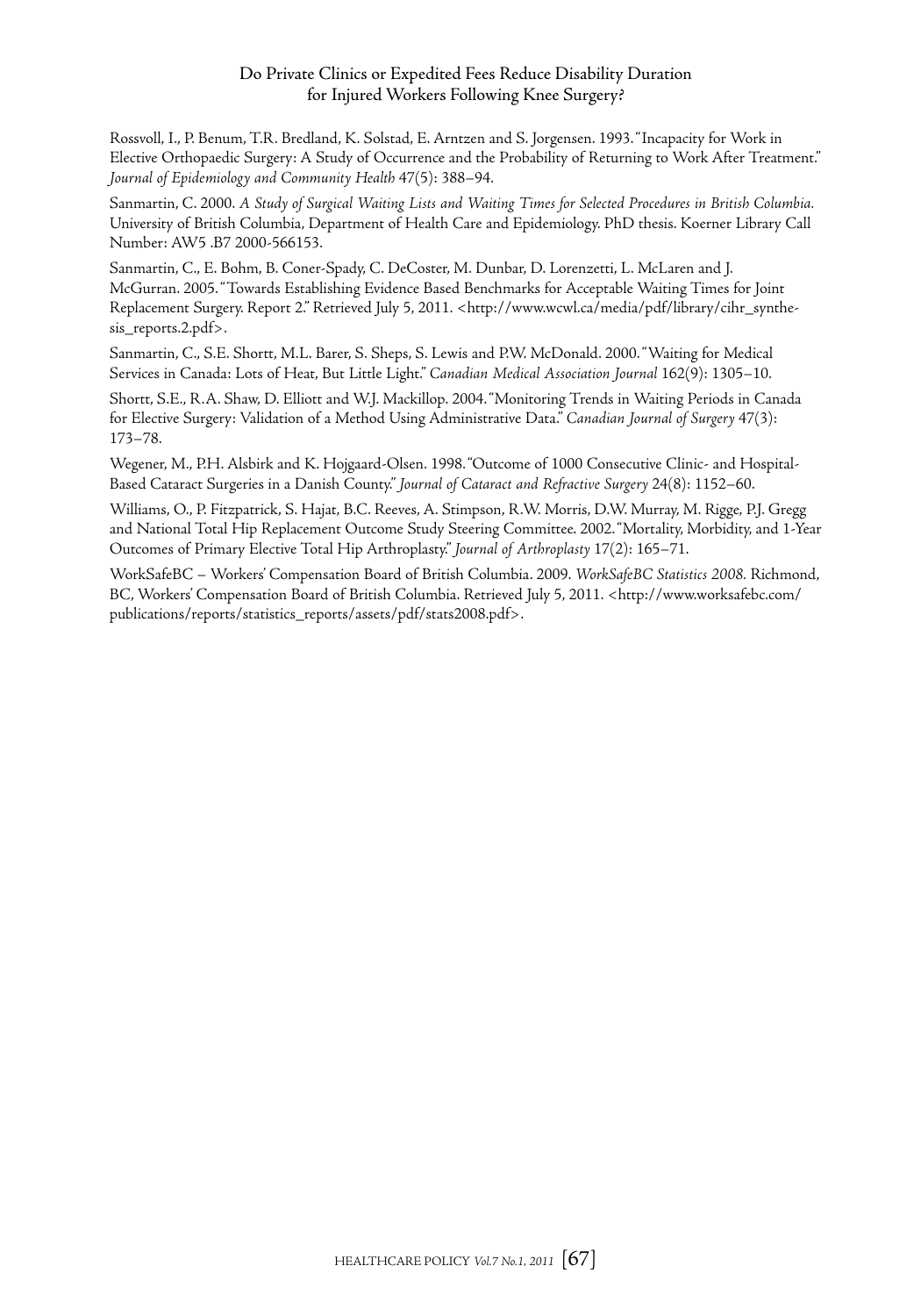Rossvoll, I., P. Benum, T.R. Bredland, K. Solstad, E. Arntzen and S. Jorgensen. 1993. "Incapacity for Work in Elective Orthopaedic Surgery: A Study of Occurrence and the Probability of Returning to Work After Treatment." *Journal of Epidemiology and Community Health* 47(5): 388–94.

Sanmartin, C. 2000. *A Study of Surgical Waiting Lists and Waiting Times for Selected Procedures in British Columbia.* University of British Columbia, Department of Health Care and Epidemiology. PhD thesis. Koerner Library Call Number: AW5 .B7 2000-566153.

Sanmartin, C., E. Bohm, B. Coner-Spady, C. DeCoster, M. Dunbar, D. Lorenzetti, L. McLaren and J. McGurran. 2005. "Towards Establishing Evidence Based Benchmarks for Acceptable Waiting Times for Joint Replacement Surgery. Report 2." Retrieved July 5, 2011. <http://www.wcwl.ca/media/pdf/library/cihr_synthesis_reports.2.pdf>.

Sanmartin, C., S.E. Shortt, M.L. Barer, S. Sheps, S. Lewis and P.W. McDonald. 2000. "Waiting for Medical Services in Canada: Lots of Heat, But Little Light." *Canadian Medical Association Journal* 162(9): 1305–10.

Shortt, S.E., R.A. Shaw, D. Elliott and W.J. Mackillop. 2004. "Monitoring Trends in Waiting Periods in Canada for Elective Surgery: Validation of a Method Using Administrative Data." *Canadian Journal of Surgery* 47(3): 173–78.

Wegener, M., P.H. Alsbirk and K. Hojgaard-Olsen. 1998. "Outcome of 1000 Consecutive Clinic- and Hospital-Based Cataract Surgeries in a Danish County." *Journal of Cataract and Refractive Surgery* 24(8): 1152–60.

Williams, O., P. Fitzpatrick, S. Hajat, B.C. Reeves, A. Stimpson, R.W. Morris, D.W. Murray, M. Rigge, P.J. Gregg and National Total Hip Replacement Outcome Study Steering Committee. 2002. "Mortality, Morbidity, and 1-Year Outcomes of Primary Elective Total Hip Arthroplasty." *Journal of Arthroplasty* 17(2): 165–71.

WorkSafeBC – Workers' Compensation Board of British Columbia. 2009. *WorkSafeBC Statistics 2008.* Richmond, BC, Workers' Compensation Board of British Columbia. Retrieved July 5, 2011. <http://www.worksafebc.com/publications/reports/statistics_reports/assets/pdf/stats2008.pdf>.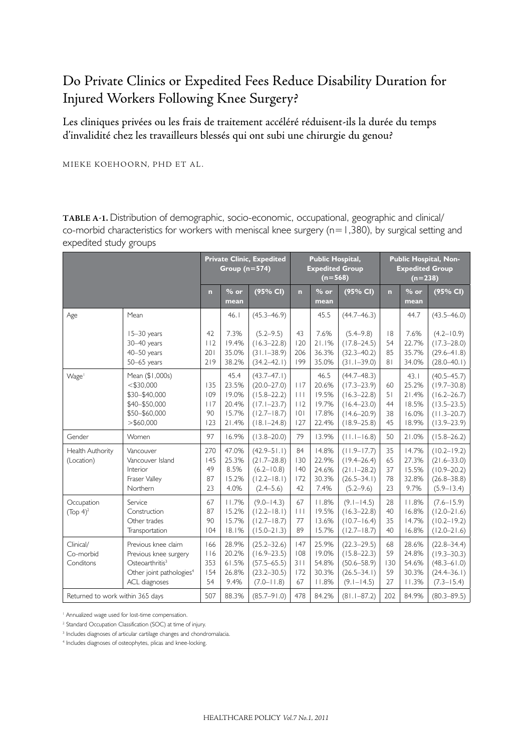# Do Private Clinics or Expedited Fees Reduce Disability Duration for Injured Workers Following Knee Surgery?

Les cliniques privées ou les frais de traitement accéléré réduisent-ils la durée du temps d'invalidité chez les travailleurs blessés qui ont subi une chirurgie du genou?

MIEKE KOEHOORN, PHD ET AL.

**TABLE A-1.** Distribution of demographic, socio-economic, occupational, geographic and clinical/co-morbid characteristics for workers with meniscal knee surgery (n=1,380), by surgical setting and expedited study groups

| | | Private Clinic, Expedited Group (n=574) | | | Public Hospital, Expedited Group (n=568) | | | Public Hospital, Non-Expedited Group (n=238) | | |
|---|---|---|---|---|---|---|---|---|---|---|
| | | n | % or mean | (95% CI) | n | % or mean | (95% CI) | n | % or mean | (95% CI) |
| Age | Mean | | 46.1 | (45.3–46.9) | | 45.5 | (44.7–46.3) | | 44.7 | (43.5–46.0) |
| | 15–30 years | 42 | 7.3% | (5.2–9.5) | 43 | 7.6% | (5.4–9.8) | 18 | 7.6% | (4.2–10.9) |
| | 30–40 years | 112 | 19.4% | (16.3–22.8) | 120 | 21.1% | (17.8–24.5) | 54 | 22.7% | (17.3–28.0) |
| | 40–50 years | 201 | 35.0% | (31.1–38.9) | 206 | 36.3% | (32.3–40.2) | 85 | 35.7% | (29.6–41.8) |
| | 50–65 years | 219 | 38.2% | (34.2–42.1) | 199 | 35.0% | (31.1–39.0) | 81 | 34.0% | (28.0–40.1) |
| Wage[1] | Mean ($1,000s) | | 45.4 | (43.7–47.1) | | 46.5 | (44.7–48.3) | | 43.1 | (40.5–45.7) |
| | <$30,000 | 135 | 23.5% | (20.0–27.0) | 117 | 20.6% | (17.3–23.9) | 60 | 25.2% | (19.7–30.8) |
| | $30–$40,000 | 109 | 19.0% | (15.8–22.2) | 111 | 19.5% | (16.3–22.8) | 51 | 21.4% | (16.2–26.7) |
| | $40–$50,000 | 117 | 20.4% | (17.1–23.7) | 112 | 19.7% | (16.4–23.0) | 44 | 18.5% | (13.5–23.5) |
| | $50–$60,000 | 90 | 15.7% | (12.7–18.7) | 101 | 17.8% | (14.6–20.9) | 38 | 16.0% | (11.3–20.7) |
| | >$60,000 | 123 | 21.4% | (18.1–24.8) | 127 | 22.4% | (18.9–25.8) | 45 | 18.9% | (13.9–23.9) |
| Gender | Women | 97 | 16.9% | (13.8–20.0) | 79 | 13.9% | (11.1–16.8) | 50 | 21.0% | (15.8–26.2) |
| Health Authority (Location) | Vancouver | 270 | 47.0% | (42.9–51.1) | 84 | 14.8% | (11.9–17.7) | 35 | 14.7% | (10.2–19.2) |
| | Vancouver Island | 145 | 25.3% | (21.7–28.8) | 130 | 22.9% | (19.4–26.4) | 65 | 27.3% | (21.6–33.0) |
| | Interior | 49 | 8.5% | (6.2–10.8) | 140 | 24.6% | (21.1–28.2) | 37 | 15.5% | (10.9–20.2) |
| | Fraser Valley | 87 | 15.2% | (12.2–18.1) | 172 | 30.3% | (26.5–34.1) | 78 | 32.8% | (26.8–38.8) |
| | Northern | 23 | 4.0% | (2.4–5.6) | 42 | 7.4% | (5.2–9.6) | 23 | 9.7% | (5.9–13.4) |
| Occupation (Top 4)[2] | Service | 67 | 11.7% | (9.0–14.3) | 67 | 11.8% | (9.1–14.5) | 28 | 11.8% | (7.6–15.9) |
| | Construction | 87 | 15.2% | (12.2–18.1) | 111 | 19.5% | (16.3–22.8) | 40 | 16.8% | (12.0–21.6) |
| | Other trades | 90 | 15.7% | (12.7–18.7) | 77 | 13.6% | (10.7–16.4) | 35 | 14.7% | (10.2–19.2) |
| | Transportation | 104 | 18.1% | (15.0–21.3) | 89 | 15.7% | (12.7–18.7) | 40 | 16.8% | (12.0–21.6) |
| Clinical/ Co-morbid Conditons | Previous knee claim | 166 | 28.9% | (25.2–32.6) | 147 | 25.9% | (22.3–29.5) | 68 | 28.6% | (22.8–34.4) |
| | Previous knee surgery | 116 | 20.2% | (16.9–23.5) | 108 | 19.0% | (15.8–22.3) | 59 | 24.8% | (19.3–30.3) |
| | Osteoarthritis[3] | 353 | 61.5% | (57.5–65.5) | 311 | 54.8% | (50.6–58.9) | 130 | 54.6% | (48.3–61.0) |
| | Other joint pathologies[4] | 154 | 26.8% | (23.2–30.5) | 172 | 30.3% | (26.5–34.1) | 59 | 30.3% | (24.4–36.1) |
| | ACL diagnoses | 54 | 9.4% | (7.0–11.8) | 67 | 11.8% | (9.1–14.5) | 27 | 11.3% | (7.3–15.4) |
| Returned to work within 365 days | | 507 | 88.3% | (85.7–91.0) | 478 | 84.2% | (81.1–87.2) | 202 | 84.9% | (80.3–89.5) |

[1] Annualized wage used for lost-time compensation.

[2] Standard Occupation Classification (SOC) at time of injury.

[3] Includes diagnoses of articular cartilage changes and chondromalacia.

[4] Includes diagnoses of osteophytes, plicas and knee-locking.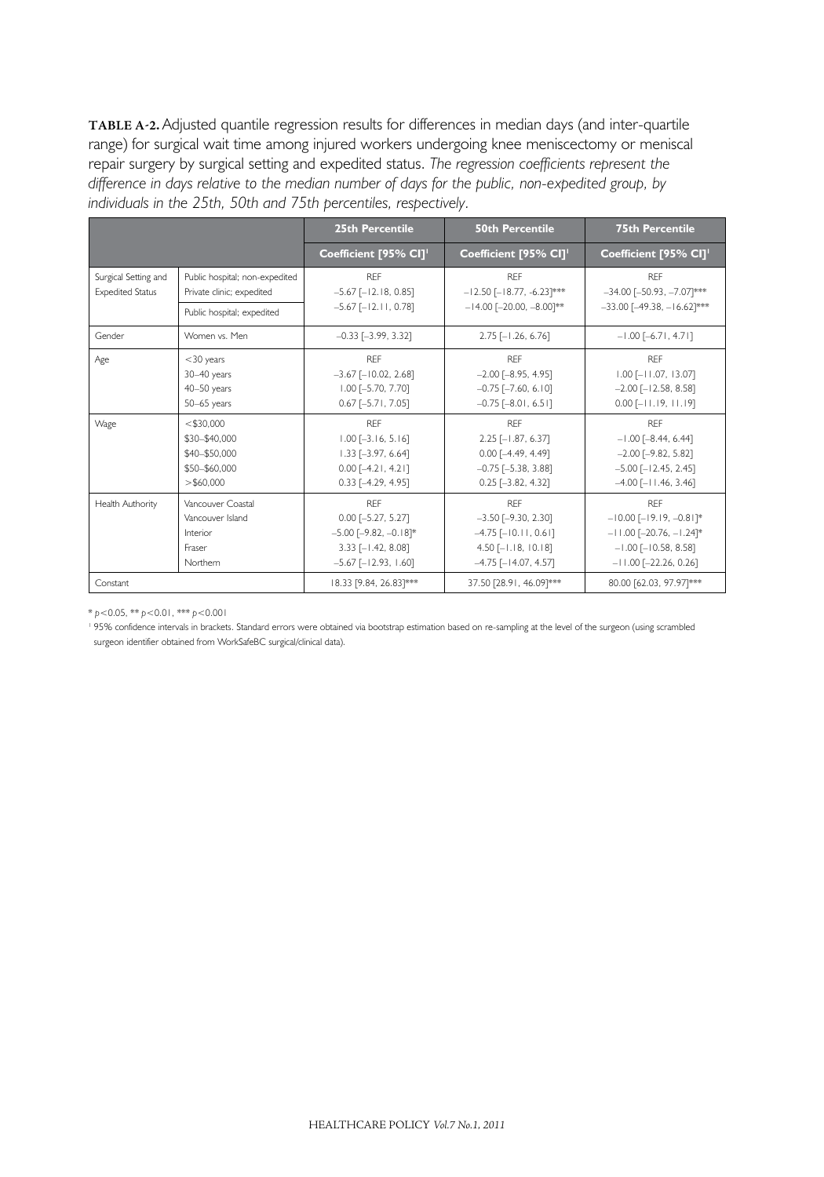**TABLE A-2.** Adjusted quantile regression results for differences in median days (and inter-quartile range) for surgical wait time among injured workers undergoing knee meniscectomy or meniscal repair surgery by surgical setting and expedited status. *The regression coefficients represent the difference in days relative to the median number of days for the public, non-expedited group, by individuals in the 25th, 50th and 75th percentiles, respectively.*

| | | 25th Percentile | 50th Percentile | 75th Percentile |
|---|---|---|---|---|
| | | Coefficient [95% CI][1] | Coefficient [95% CI][1] | Coefficient [95% CI][1] |
| Surgical Setting and Expedited Status | Public hospital; non-expedited | REF | REF | REF |
| | Private clinic; expedited | −5.67 [−12.18, 0.85] | −12.50 [−18.77, -6.23]*** | −34.00 [−50.93, −7.07]*** |
| | Public hospital; expedited | −5.67 [−12.11, 0.78] | −14.00 [−20.00, −8.00]** | −33.00 [−49.38, −16.62]*** |
| Gender | Women vs. Men | −0.33 [−3.99, 3.32] | 2.75 [−1.26, 6.76] | −1.00 [−6.71, 4.71] |
| Age | <30 years | REF | REF | REF |
| | 30–40 years | −3.67 [−10.02, 2.68] | −2.00 [−8.95, 4.95] | 1.00 [−11.07, 13.07] |
| | 40–50 years | 1.00 [−5.70, 7.70] | −0.75 [−7.60, 6.10] | −2.00 [−12.58, 8.58] |
| | 50–65 years | 0.67 [−5.71, 7.05] | −0.75 [−8.01, 6.51] | 0.00 [−11.19, 11.19] |
| Wage | <$30,000 | REF | REF | REF |
| | $30–$40,000 | 1.00 [−3.16, 5.16] | 2.25 [−1.87, 6.37] | −1.00 [−8.44, 6.44] |
| | $40–$50,000 | 1.33 [−3.97, 6.64] | 0.00 [−4.49, 4.49] | −2.00 [−9.82, 5.82] |
| | $50–$60,000 | 0.00 [−4.21, 4.21] | −0.75 [−5.38, 3.88] | −5.00 [−12.45, 2.45] |
| | >$60,000 | 0.33 [−4.29, 4.95] | 0.25 [−3.82, 4.32] | −4.00 [−11.46, 3.46] |
| Health Authority | Vancouver Coastal | REF | REF | REF |
| | Vancouver Island | 0.00 [−5.27, 5.27] | −3.50 [−9.30, 2.30] | −10.00 [−19.19, −0.81]* |
| | Interior | −5.00 [−9.82, −0.18]* | −4.75 [−10.11, 0.61] | −11.00 [−20.76, −1.24]* |
| | Fraser | 3.33 [−1.42, 8.08] | 4.50 [−1.18, 10.18] | −1.00 [−10.58, 8.58] |
| | Northern | −5.67 [−12.93, 1.60] | −4.75 [−14.07, 4.57] | −11.00 [−22.26, 0.26] |
| Constant | | 18.33 [9.84, 26.83]*** | 37.50 [28.91, 46.09]*** | 80.00 [62.03, 97.97]*** |

* $p<0.05$, ** $p<0.01$, *** $p<0.001$

[1] 95% confidence intervals in brackets. Standard errors were obtained via bootstrap estimation based on re-sampling at the level of the surgeon (using scrambled surgeon identifier obtained from WorkSafeBC surgical/clinical data).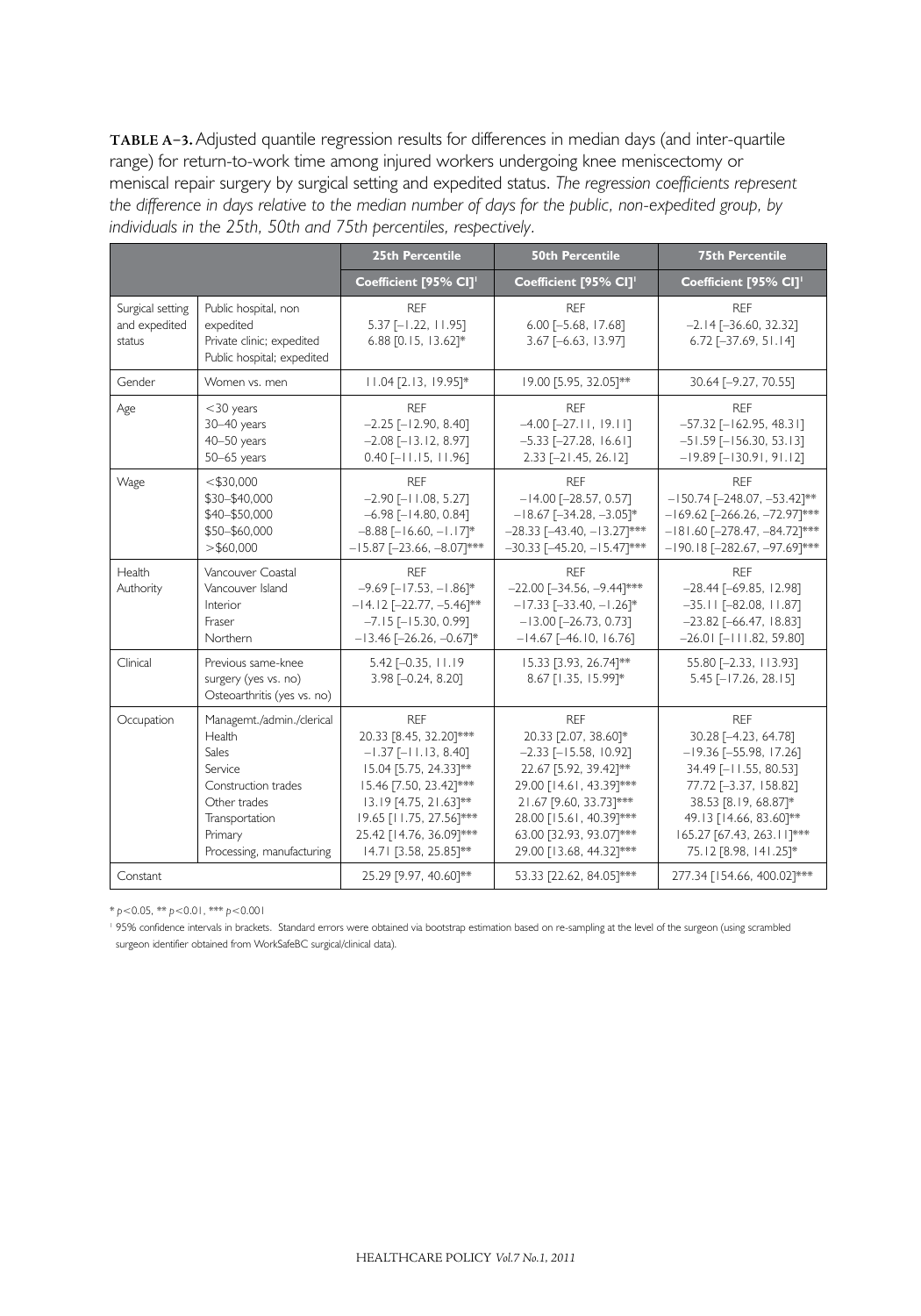**TABLE A–3.** Adjusted quantile regression results for differences in median days (and inter-quartile range) for return-to-work time among injured workers undergoing knee meniscectomy or meniscal repair surgery by surgical setting and expedited status. *The regression coefficients represent the difference in days relative to the median number of days for the public, non-expedited group, by individuals in the 25th, 50th and 75th percentiles, respectively.*

| | | 25th Percentile | 50th Percentile | 75th Percentile |
|---|---|---|---|---|
| | | Coefficient [95% CI][1] | Coefficient [95% CI][1] | Coefficient [95% CI][1] |
| Surgical setting and expedited status | Public hospital, non expedited | REF | REF | REF |
| | Private clinic; expedited | 5.37 [–1.22, 11.95] | 6.00 [–5.68, 17.68] | –2.14 [–36.60, 32.32] |
| | Public hospital; expedited | 6.88 [0.15, 13.62]* | 3.67 [–6.63, 13.97] | 6.72 [–37.69, 51.14] |
| Gender | Women vs. men | 11.04 [2.13, 19.95]* | 19.00 [5.95, 32.05]** | 30.64 [–9.27, 70.55] |
| Age | <30 years | REF | REF | REF |
| | 30–40 years | –2.25 [–12.90, 8.40] | –4.00 [–27.11, 19.11] | –57.32 [–162.95, 48.31] |
| | 40–50 years | –2.08 [–13.12, 8.97] | –5.33 [–27.28, 16.61] | –51.59 [–156.30, 53.13] |
| | 50–65 years | 0.40 [–11.15, 11.96] | 2.33 [–21.45, 26.12] | –19.89 [–130.91, 91.12] |
| Wage | <$30,000 | REF | REF | REF |
| | $30–$40,000 | –2.90 [–11.08, 5.27] | –14.00 [–28.57, 0.57] | –150.74 [–248.07, –53.42]** |
| | $40–$50,000 | –6.98 [–14.80, 0.84] | –18.67 [–34.28, –3.05]* | –169.62 [–266.26, –72.97]*** |
| | $50–$60,000 | –8.88 [–16.60, –1.17]* | –28.33 [–43.40, –13.27]*** | –181.60 [–278.47, –84.72]*** |
| | >$60,000 | –15.87 [–23.66, –8.07]*** | –30.33 [–45.20, –15.47]*** | –190.18 [–282.67, –97.69]*** |
| Health Authority | Vancouver Coastal | REF | REF | REF |
| | Vancouver Island | –9.69 [–17.53, –1.86]* | –22.00 [–34.56, –9.44]*** | –28.44 [–69.85, 12.98] |
| | Interior | –14.12 [–22.77, –5.46]** | –17.33 [–33.40, –1.26]* | –35.11 [–82.08, 11.87] |
| | Fraser | –7.15 [–15.30, 0.99] | –13.00 [–26.73, 0.73] | –23.82 [–66.47, 18.83] |
| | Northern | –13.46 [–26.26, –0.67]* | –14.67 [–46.10, 16.76] | –26.01 [–111.82, 59.80] |
| Clinical | Previous same-knee surgery (yes vs. no) | 5.42 [–0.35, 11.19 | 15.33 [3.93, 26.74]** | 55.80 [–2.33, 113.93] |
| | Osteoarthritis (yes vs. no) | 3.98 [–0.24, 8.20] | 8.67 [1.35, 15.99]* | 5.45 [–17.26, 28.15] |
| Occupation | Managemt./admin./clerical | REF | REF | REF |
| | Health | 20.33 [8.45, 32.20]*** | 20.33 [2.07, 38.60]* | 30.28 [–4.23, 64.78] |
| | Sales | –1.37 [–11.13, 8.40] | –2.33 [–15.58, 10.92] | –19.36 [–55.98, 17.26] |
| | Service | 15.04 [5.75, 24.33]** | 22.67 [5.92, 39.42]** | 34.49 [–11.55, 80.53] |
| | Construction trades | 15.46 [7.50, 23.42]*** | 29.00 [14.61, 43.39]*** | 77.72 [–3.37, 158.82] |
| | Other trades | 13.19 [4.75, 21.63]** | 21.67 [9.60, 33.73]*** | 38.53 [8.19, 68.87]* |
| | Transportation | 19.65 [11.75, 27.56]*** | 28.00 [15.61, 40.39]*** | 49.13 [14.66, 83.60]** |
| | Primary | 25.42 [14.76, 36.09]*** | 63.00 [32.93, 93.07]*** | 165.27 [67.43, 263.11]*** |
| | Processing, manufacturing | 14.71 [3.58, 25.85]** | 29.00 [13.68, 44.32]*** | 75.12 [8.98, 141.25]* |
| Constant | | 25.29 [9.97, 40.60]** | 53.33 [22.62, 84.05]*** | 277.34 [154.66, 400.02]*** |

* $p<0.05$, ** $p<0.01$, *** $p<0.001$

[1] 95% confidence intervals in brackets. Standard errors were obtained via bootstrap estimation based on re-sampling at the level of the surgeon (using scrambled surgeon identifier obtained from WorkSafeBC surgical/clinical data).